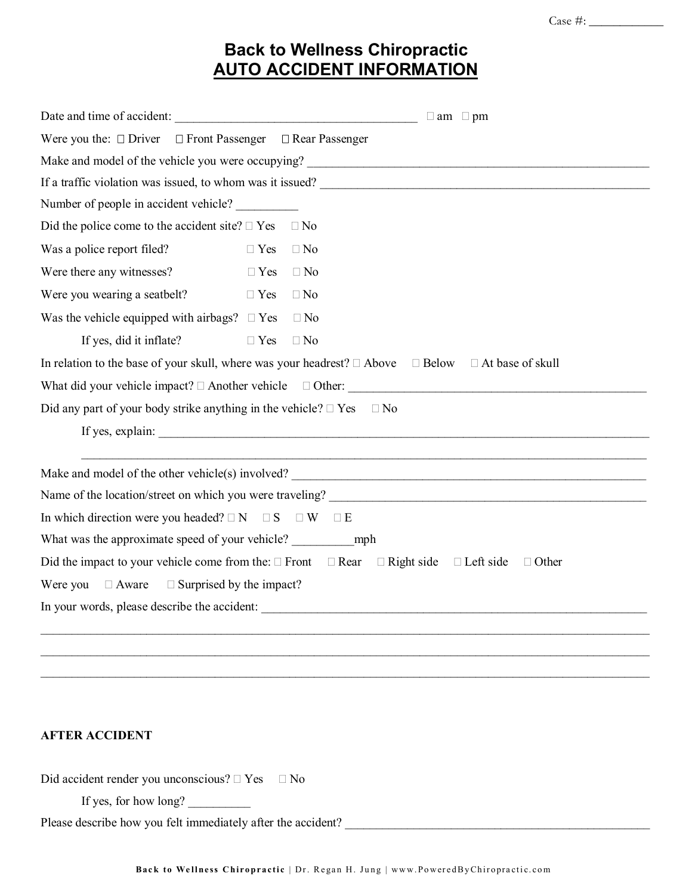Case #: ____________

# Back to Wellness Chiropractic

## AUTO ACCIDENT INFORMATION

Date and time of accident: ______________________________________ ☐ am ☐ pm

Were you the: ☐ Driver ☐ Front Passenger ☐ Rear Passenger

Make and model of the vehicle you were occupying? ______________________________________________________

If a traffic violation was issued, to whom was it issued? ______________________________________________________

Number of people in accident vehicle? __________

Did the police come to the accident site? ☐ Yes ☐ No

Was a police report filed? ☐ Yes ☐ No

Were there any witnesses? ☐ Yes ☐ No

Were you wearing a seatbelt? ☐ Yes ☐ No

Was the vehicle equipped with airbags? ☐ Yes ☐ No

If yes, did it inflate? ☐ Yes ☐ No

In relation to the base of your skull, where was your headrest? ☐ Above ☐ Below ☐ At base of skull

What did your vehicle impact? ☐ Another vehicle ☐ Other: ______________________________________________

Did any part of your body strike anything in the vehicle? ☐ Yes ☐ No

If yes, explain: ______________________________________________________________________________

______________________________________________________________________________

Make and model of the other vehicle(s) involved? ______________________________________________________

Name of the location/street on which you were traveling? ______________________________________________

In which direction were you headed? ☐ N ☐ S ☐ W ☐ E

What was the approximate speed of your vehicle? __________mph

Did the impact to your vehicle come from the: ☐ Front ☐ Rear ☐ Right side ☐ Left side ☐ Other

Were you ☐ Aware ☐ Surprised by the impact?

In your words, please describe the accident: ____________________________________________________________

______________________________________________________________________________________________

______________________________________________________________________________________________

______________________________________________________________________________________________

**AFTER ACCIDENT**

Did accident render you unconscious? ☐ Yes ☐ No

If yes, for how long? __________

Please describe how you felt immediately after the accident? ______________________________________________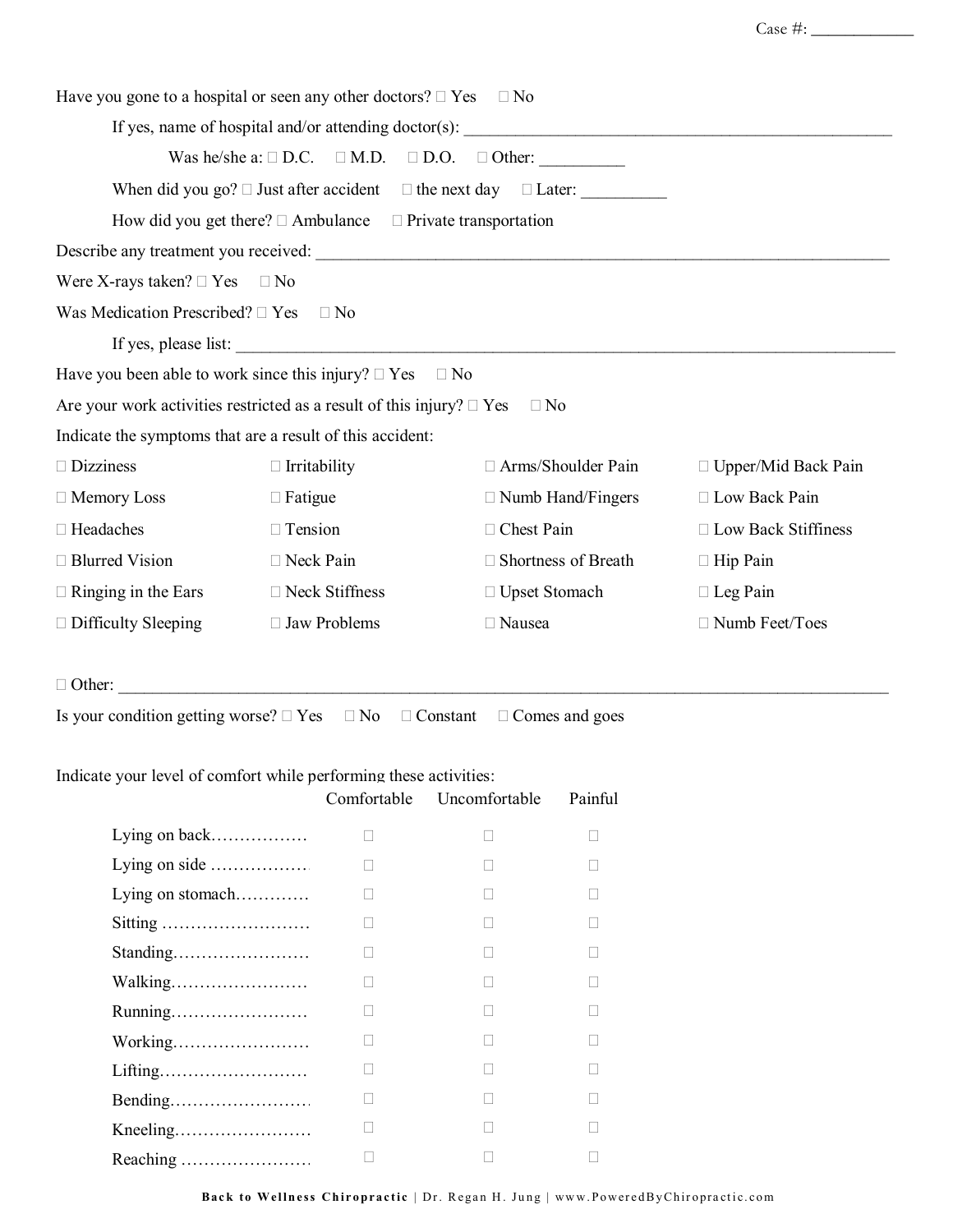Case #: ____________

Have you gone to a hospital or seen any other doctors? ☐ Yes ☐ No

If yes, name of hospital and/or attending doctor(s): ____________________________________________________

Was he/she a: ☐ D.C. ☐ M.D. ☐ D.O. ☐ Other: __________

When did you go? ☐ Just after accident ☐ the next day ☐ Later: __________

How did you get there? ☐ Ambulance ☐ Private transportation

Describe any treatment you received: ______________________________________________________________________

Were X-rays taken? ☐ Yes ☐ No

Was Medication Prescribed? ☐ Yes ☐ No

If yes, please list: ____________________________________________________________________________

Have you been able to work since this injury? ☐ Yes ☐ No

Are your work activities restricted as a result of this injury? ☐ Yes ☐ No

Indicate the symptoms that are a result of this accident:

| | | | |
|---|---|---|---|
| ☐ Dizziness | ☐ Irritability | ☐ Arms/Shoulder Pain | ☐ Upper/Mid Back Pain |
| ☐ Memory Loss | ☐ Fatigue | ☐ Numb Hand/Fingers | ☐ Low Back Pain |
| ☐ Headaches | ☐ Tension | ☐ Chest Pain | ☐ Low Back Stiffness |
| ☐ Blurred Vision | ☐ Neck Pain | ☐ Shortness of Breath | ☐ Hip Pain |
| ☐ Ringing in the Ears | ☐ Neck Stiffness | ☐ Upset Stomach | ☐ Leg Pain |
| ☐ Difficulty Sleeping | ☐ Jaw Problems | ☐ Nausea | ☐ Numb Feet/Toes |

☐ Other: ____________________________________________________________________________________________

Is your condition getting worse? ☐ Yes ☐ No ☐ Constant ☐ Comes and goes

Indicate your level of comfort while performing these activities:

| | Comfortable | Uncomfortable | Painful |
|---|---|---|---|
| Lying on back… | ☐ | ☐ | ☐ |
| Lying on side … | ☐ | ☐ | ☐ |
| Lying on stomach… | ☐ | ☐ | ☐ |
| Sitting … | ☐ | ☐ | ☐ |
| Standing… | ☐ | ☐ | ☐ |
| Walking… | ☐ | ☐ | ☐ |
| Running… | ☐ | ☐ | ☐ |
| Working… | ☐ | ☐ | ☐ |
| Lifting… | ☐ | ☐ | ☐ |
| Bending… | ☐ | ☐ | ☐ |
| Kneeling… | ☐ | ☐ | ☐ |
| Reaching … | ☐ | ☐ | ☐ |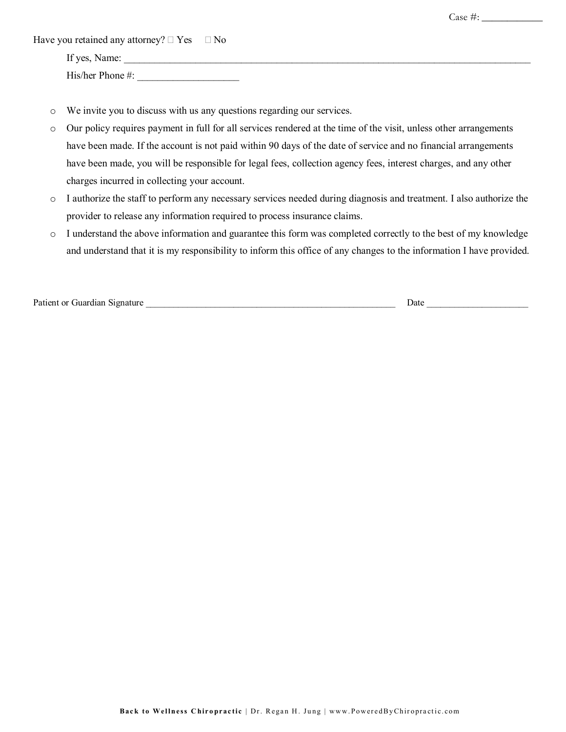Case #: ____________

Have you retained any attorney? ☐ Yes ☐ No

If yes, Name: ______________________________________________________________________________

His/her Phone #: ___________________

- We invite you to discuss with us any questions regarding our services.
- Our policy requires payment in full for all services rendered at the time of the visit, unless other arrangements have been made. If the account is not paid within 90 days of the date of service and no financial arrangements have been made, you will be responsible for legal fees, collection agency fees, interest charges, and any other charges incurred in collecting your account.
- I authorize the staff to perform any necessary services needed during diagnosis and treatment. I also authorize the provider to release any information required to process insurance claims.
- I understand the above information and guarantee this form was completed correctly to the best of my knowledge and understand that it is my responsibility to inform this office of any changes to the information I have provided.

Patient or Guardian Signature ____________________________________________________ Date ____________________